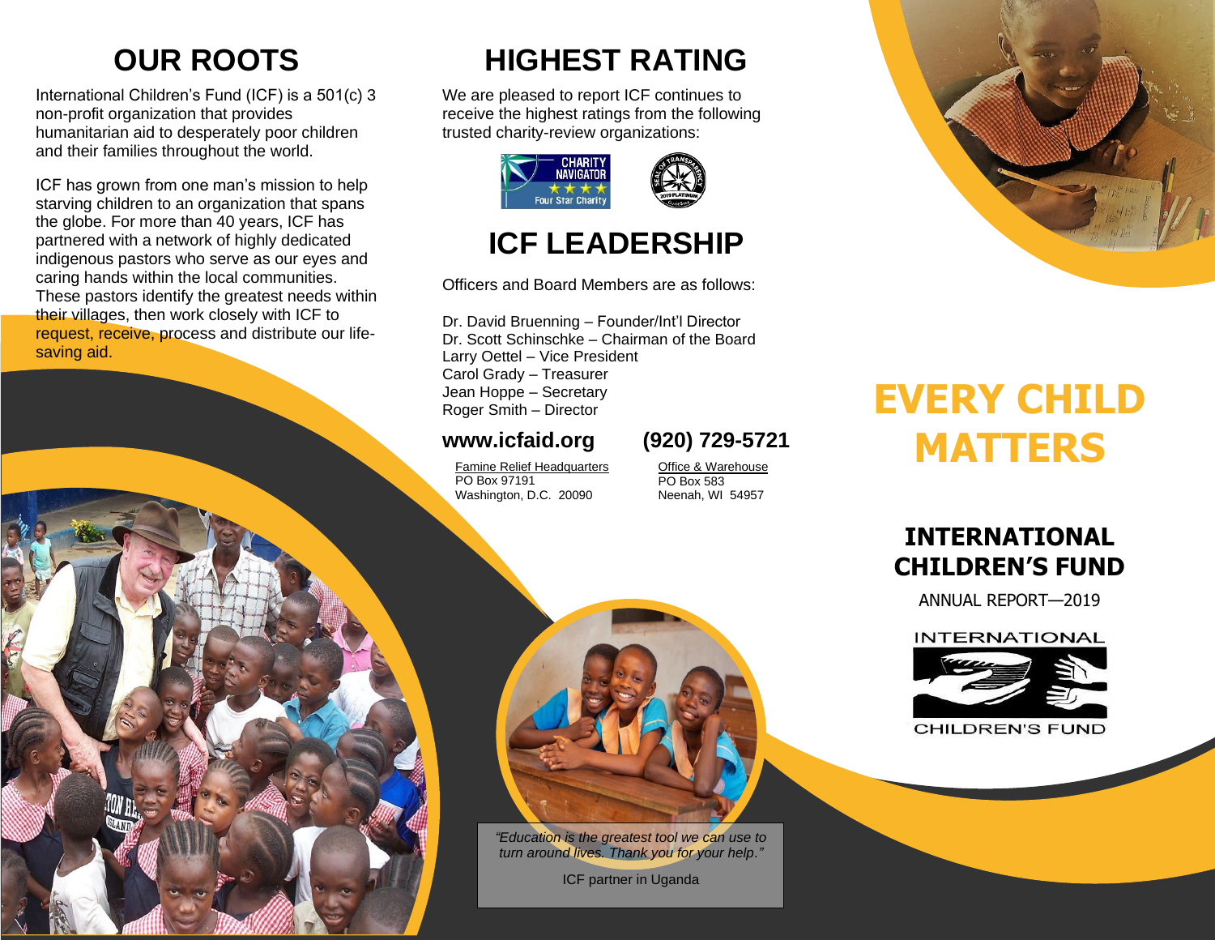## OUR ROOTS

International Children's Fund (ICF) is a 501(c) 3 non-profit organization that provides humanitarian aid to desperately poor children and their families throughout the world.

ICF has grown from one man's mission to help starving children to an organization that spans the globe. For more than 40 years, ICF has partnered with a network of highly dedicated indigenous pastors who serve as our eyes and caring hands within the local communities. These pastors identify the greatest needs within their villages, then work closely with ICF to request, receive, process and distribute our life-saving aid.

## HIGHEST RATING

We are pleased to report ICF continues to receive the highest ratings from the following trusted charity-review organizations:

CHARITY NAVIGATOR ★★★★ Four Star Charity

SEAL OF TRANSPARENCY 2019 PLATINUM

## ICF LEADERSHIP

Officers and Board Members are as follows:

Dr. David Bruenning – Founder/Int'l Director
Dr. Scott Schinschke – Chairman of the Board
Larry Oettel – Vice President
Carol Grady – Treasurer
Jean Hoppe – Secretary
Roger Smith – Director

**www.icfaid.org** **(920) 729-5721**

Famine Relief Headquarters
PO Box 97191
Washington, D.C. 20090

Office & Warehouse
PO Box 583
Neenah, WI 54957

*"Education is the greatest tool we can use to turn around lives. Thank you for your help."*

ICF partner in Uganda

# EVERY CHILD MATTERS

## INTERNATIONAL CHILDREN'S FUND

ANNUAL REPORT—2019

INTERNATIONAL CHILDREN'S FUND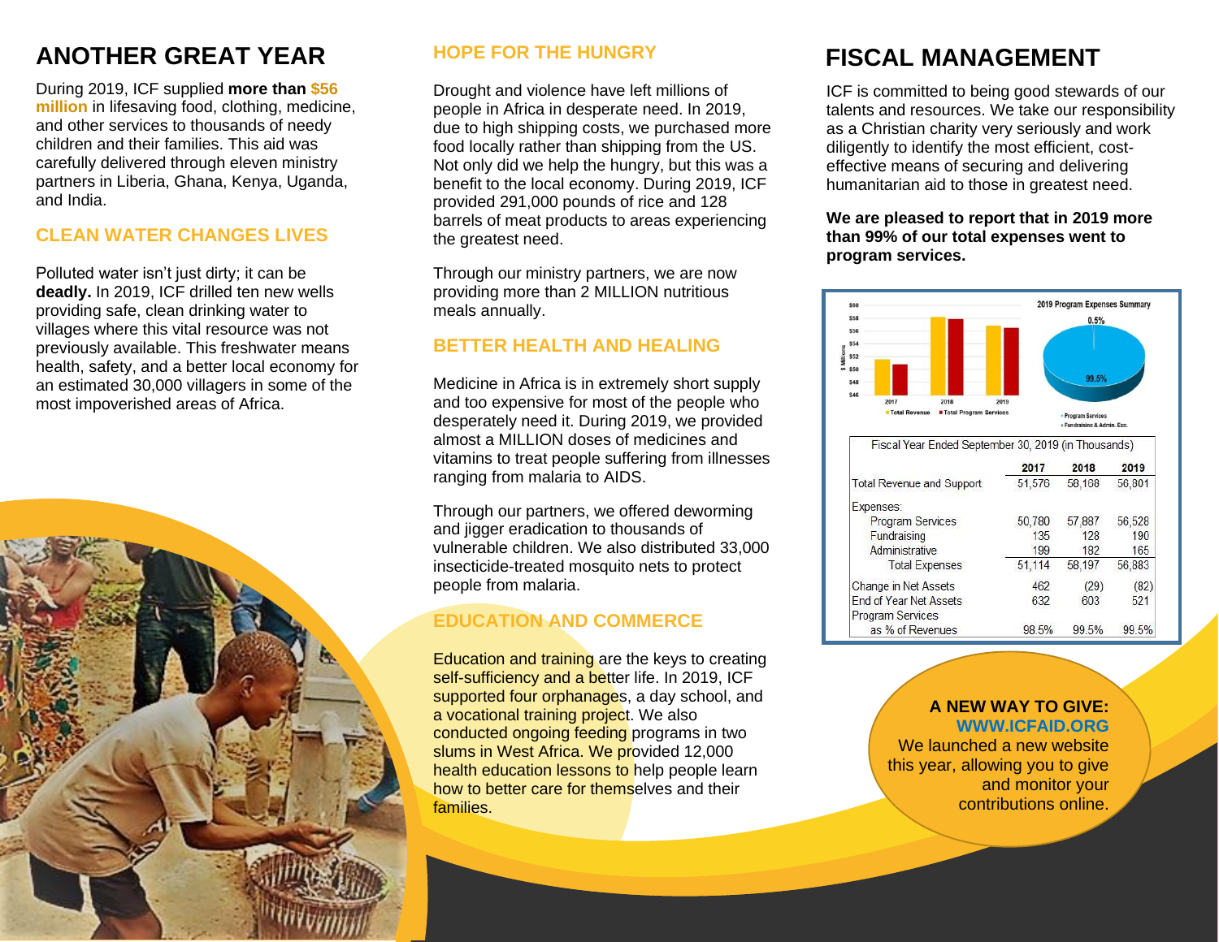# ANOTHER GREAT YEAR

During 2019, ICF supplied **more than $56 million** in lifesaving food, clothing, medicine, and other services to thousands of needy children and their families. This aid was carefully delivered through eleven ministry partners in Liberia, Ghana, Kenya, Uganda, and India.

## CLEAN WATER CHANGES LIVES

Polluted water isn't just dirty; it can be **deadly.** In 2019, ICF drilled ten new wells providing safe, clean drinking water to villages where this vital resource was not previously available. This freshwater means health, safety, and a better local economy for an estimated 30,000 villagers in some of the most impoverished areas of Africa.

## HOPE FOR THE HUNGRY

Drought and violence have left millions of people in Africa in desperate need. In 2019, due to high shipping costs, we purchased more food locally rather than shipping from the US. Not only did we help the hungry, but this was a benefit to the local economy. During 2019, ICF provided 291,000 pounds of rice and 128 barrels of meat products to areas experiencing the greatest need.

Through our ministry partners, we are now providing more than 2 MILLION nutritious meals annually.

## BETTER HEALTH AND HEALING

Medicine in Africa is in extremely short supply and too expensive for most of the people who desperately need it. During 2019, we provided almost a MILLION doses of medicines and vitamins to treat people suffering from illnesses ranging from malaria to AIDS.

Through our partners, we offered deworming and jigger eradication to thousands of vulnerable children. We also distributed 33,000 insecticide-treated mosquito nets to protect people from malaria.

## EDUCATION AND COMMERCE

Education and training are the keys to creating self-sufficiency and a better life. In 2019, ICF supported four orphanages, a day school, and a vocational training project. We also conducted ongoing feeding programs in two slums in West Africa. We provided 12,000 health education lessons to help people learn how to better care for themselves and their families.

# FISCAL MANAGEMENT

ICF is committed to being good stewards of our talents and resources. We take our responsibility as a Christian charity very seriously and work diligently to identify the most efficient, cost-effective means of securing and delivering humanitarian aid to those in greatest need.

**We are pleased to report that in 2019 more than 99% of our total expenses went to program services.**

2019 Program Expenses Summary

$60
$58
$56
$54
$52
$50
$48
$46

$ Millions

2017
2018
2019

Total Revenue
Total Program Services

0.5%
99.5%

Program Services
Fundraising & Admin. Exp.

Fiscal Year Ended September 30, 2019 (in Thousands)

| | 2017 | 2018 | 2019 |
|---|---|---|---|
| Total Revenue and Support | 51,576 | 58,168 | 56,801 |
| Expenses: | | | |
| Program Services | 50,780 | 57,887 | 56,528 |
| Fundraising | 135 | 128 | 190 |
| Administrative | 199 | 182 | 165 |
| Total Expenses | 51,114 | 58,197 | 56,883 |
| Change in Net Assets | 462 | (29) | (82) |
| End of Year Net Assets | 632 | 603 | 521 |
| Program Services as % of Revenues | 98.5% | 99.5% | 99.5% |

**A NEW WAY TO GIVE:**
**WWW.ICFAID.ORG**
We launched a new website this year, allowing you to give and monitor your contributions online.